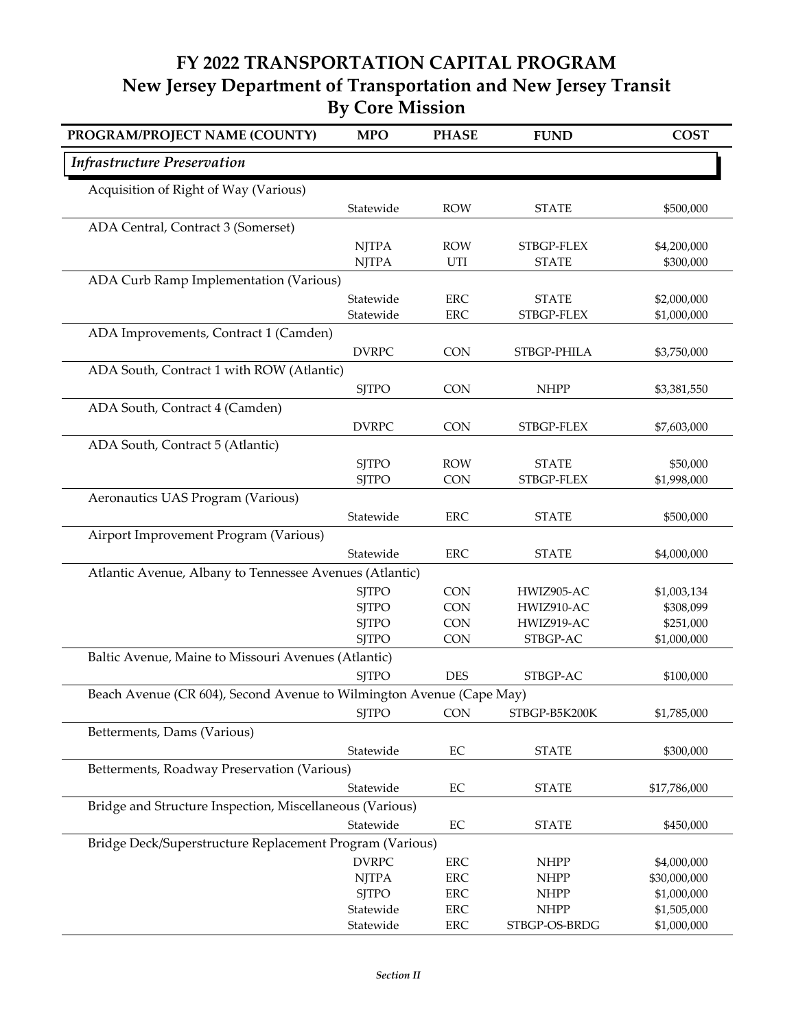# FY 2022 TRANSPORTATION CAPITAL PROGRAM
## New Jersey Department of Transportation and New Jersey Transit
## By Core Mission

| PROGRAM/PROJECT NAME (COUNTY) | MPO | PHASE | FUND | COST |
|---|---|---|---|---|
| ***Infrastructure Preservation*** | | | | |
| Acquisition of Right of Way (Various) | | | | |
| | Statewide | ROW | STATE | $500,000 |
| ADA Central, Contract 3 (Somerset) | | | | |
| | NJTPA | ROW | STBGP-FLEX | $4,200,000 |
| | NJTPA | UTI | STATE | $300,000 |
| ADA Curb Ramp Implementation (Various) | | | | |
| | Statewide | ERC | STATE | $2,000,000 |
| | Statewide | ERC | STBGP-FLEX | $1,000,000 |
| ADA Improvements, Contract 1 (Camden) | | | | |
| | DVRPC | CON | STBGP-PHILA | $3,750,000 |
| ADA South, Contract 1 with ROW (Atlantic) | | | | |
| | SJTPO | CON | NHPP | $3,381,550 |
| ADA South, Contract 4 (Camden) | | | | |
| | DVRPC | CON | STBGP-FLEX | $7,603,000 |
| ADA South, Contract 5 (Atlantic) | | | | |
| | SJTPO | ROW | STATE | $50,000 |
| | SJTPO | CON | STBGP-FLEX | $1,998,000 |
| Aeronautics UAS Program (Various) | | | | |
| | Statewide | ERC | STATE | $500,000 |
| Airport Improvement Program (Various) | | | | |
| | Statewide | ERC | STATE | $4,000,000 |
| Atlantic Avenue, Albany to Tennessee Avenues (Atlantic) | | | | |
| | SJTPO | CON | HWIZ905-AC | $1,003,134 |
| | SJTPO | CON | HWIZ910-AC | $308,099 |
| | SJTPO | CON | HWIZ919-AC | $251,000 |
| | SJTPO | CON | STBGP-AC | $1,000,000 |
| Baltic Avenue, Maine to Missouri Avenues (Atlantic) | | | | |
| | SJTPO | DES | STBGP-AC | $100,000 |
| Beach Avenue (CR 604), Second Avenue to Wilmington Avenue (Cape May) | | | | |
| | SJTPO | CON | STBGP-B5K200K | $1,785,000 |
| Betterments, Dams (Various) | | | | |
| | Statewide | EC | STATE | $300,000 |
| Betterments, Roadway Preservation (Various) | | | | |
| | Statewide | EC | STATE | $17,786,000 |
| Bridge and Structure Inspection, Miscellaneous (Various) | | | | |
| | Statewide | EC | STATE | $450,000 |
| Bridge Deck/Superstructure Replacement Program (Various) | | | | |
| | DVRPC | ERC | NHPP | $4,000,000 |
| | NJTPA | ERC | NHPP | $30,000,000 |
| | SJTPO | ERC | NHPP | $1,000,000 |
| | Statewide | ERC | NHPP | $1,505,000 |
| | Statewide | ERC | STBGP-OS-BRDG | $1,000,000 |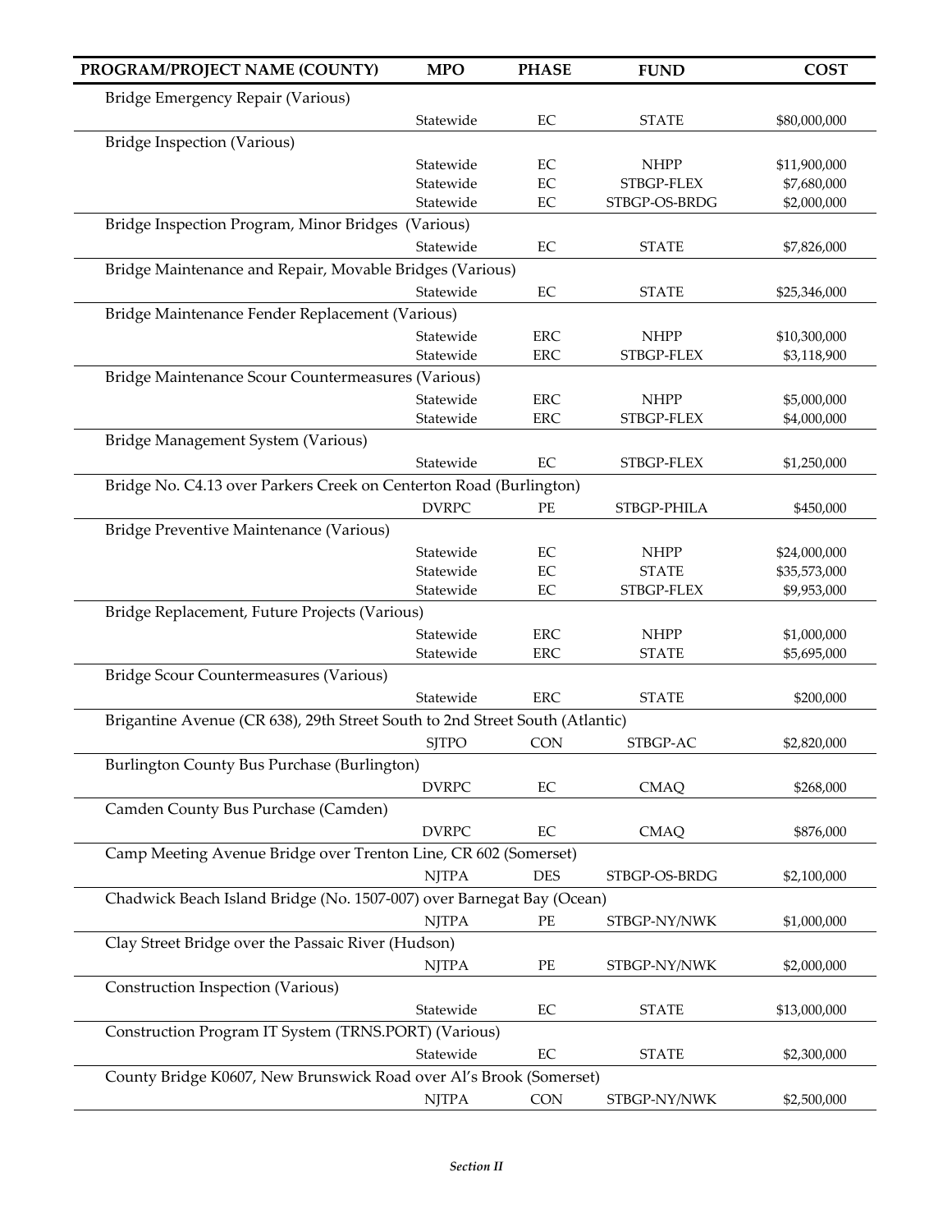| PROGRAM/PROJECT NAME (COUNTY) | MPO | PHASE | FUND | COST |
|---|---|---|---|---|
| Bridge Emergency Repair (Various) | | | | |
| | Statewide | EC | STATE | $80,000,000 |
| Bridge Inspection (Various) | | | | |
| | Statewide | EC | NHPP | $11,900,000 |
| | Statewide | EC | STBGP-FLEX | $7,680,000 |
| | Statewide | EC | STBGP-OS-BRDG | $2,000,000 |
| Bridge Inspection Program, Minor Bridges (Various) | | | | |
| | Statewide | EC | STATE | $7,826,000 |
| Bridge Maintenance and Repair, Movable Bridges (Various) | | | | |
| | Statewide | EC | STATE | $25,346,000 |
| Bridge Maintenance Fender Replacement (Various) | | | | |
| | Statewide | ERC | NHPP | $10,300,000 |
| | Statewide | ERC | STBGP-FLEX | $3,118,900 |
| Bridge Maintenance Scour Countermeasures (Various) | | | | |
| | Statewide | ERC | NHPP | $5,000,000 |
| | Statewide | ERC | STBGP-FLEX | $4,000,000 |
| Bridge Management System (Various) | | | | |
| | Statewide | EC | STBGP-FLEX | $1,250,000 |
| Bridge No. C4.13 over Parkers Creek on Centerton Road (Burlington) | | | | |
| | DVRPC | PE | STBGP-PHILA | $450,000 |
| Bridge Preventive Maintenance (Various) | | | | |
| | Statewide | EC | NHPP | $24,000,000 |
| | Statewide | EC | STATE | $35,573,000 |
| | Statewide | EC | STBGP-FLEX | $9,953,000 |
| Bridge Replacement, Future Projects (Various) | | | | |
| | Statewide | ERC | NHPP | $1,000,000 |
| | Statewide | ERC | STATE | $5,695,000 |
| Bridge Scour Countermeasures (Various) | | | | |
| | Statewide | ERC | STATE | $200,000 |
| Brigantine Avenue (CR 638), 29th Street South to 2nd Street South (Atlantic) | | | | |
| | SJTPO | CON | STBGP-AC | $2,820,000 |
| Burlington County Bus Purchase (Burlington) | | | | |
| | DVRPC | EC | CMAQ | $268,000 |
| Camden County Bus Purchase (Camden) | | | | |
| | DVRPC | EC | CMAQ | $876,000 |
| Camp Meeting Avenue Bridge over Trenton Line, CR 602 (Somerset) | | | | |
| | NJTPA | DES | STBGP-OS-BRDG | $2,100,000 |
| Chadwick Beach Island Bridge (No. 1507-007) over Barnegat Bay (Ocean) | | | | |
| | NJTPA | PE | STBGP-NY/NWK | $1,000,000 |
| Clay Street Bridge over the Passaic River (Hudson) | | | | |
| | NJTPA | PE | STBGP-NY/NWK | $2,000,000 |
| Construction Inspection (Various) | | | | |
| | Statewide | EC | STATE | $13,000,000 |
| Construction Program IT System (TRNS.PORT) (Various) | | | | |
| | Statewide | EC | STATE | $2,300,000 |
| County Bridge K0607, New Brunswick Road over Al's Brook (Somerset) | | | | |
| | NJTPA | CON | STBGP-NY/NWK | $2,500,000 |

*Section II*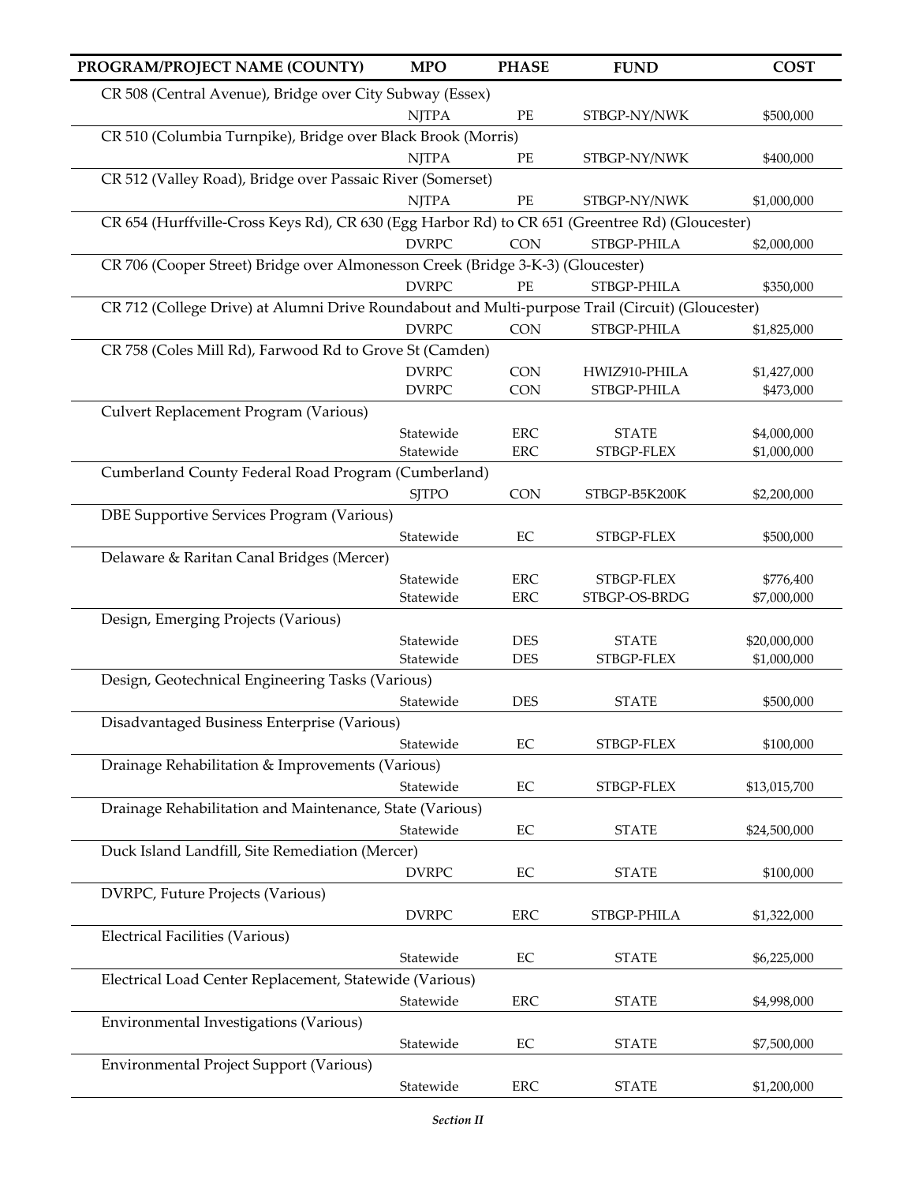| PROGRAM/PROJECT NAME (COUNTY) | MPO | PHASE | FUND | COST |
|---|---|---|---|---|
| CR 508 (Central Avenue), Bridge over City Subway (Essex) | | | | |
| | NJTPA | PE | STBGP-NY/NWK | $500,000 |
| CR 510 (Columbia Turnpike), Bridge over Black Brook (Morris) | | | | |
| | NJTPA | PE | STBGP-NY/NWK | $400,000 |
| CR 512 (Valley Road), Bridge over Passaic River (Somerset) | | | | |
| | NJTPA | PE | STBGP-NY/NWK | $1,000,000 |
| CR 654 (Hurffville-Cross Keys Rd), CR 630 (Egg Harbor Rd) to CR 651 (Greentree Rd) (Gloucester) | | | | |
| | DVRPC | CON | STBGP-PHILA | $2,000,000 |
| CR 706 (Cooper Street) Bridge over Almonesson Creek (Bridge 3-K-3) (Gloucester) | | | | |
| | DVRPC | PE | STBGP-PHILA | $350,000 |
| CR 712 (College Drive) at Alumni Drive Roundabout and Multi-purpose Trail (Circuit) (Gloucester) | | | | |
| | DVRPC | CON | STBGP-PHILA | $1,825,000 |
| CR 758 (Coles Mill Rd), Farwood Rd to Grove St (Camden) | | | | |
| | DVRPC | CON | HWIZ910-PHILA | $1,427,000 |
| | DVRPC | CON | STBGP-PHILA | $473,000 |
| Culvert Replacement Program (Various) | | | | |
| | Statewide | ERC | STATE | $4,000,000 |
| | Statewide | ERC | STBGP-FLEX | $1,000,000 |
| Cumberland County Federal Road Program (Cumberland) | | | | |
| | SJTPO | CON | STBGP-B5K200K | $2,200,000 |
| DBE Supportive Services Program (Various) | | | | |
| | Statewide | EC | STBGP-FLEX | $500,000 |
| Delaware & Raritan Canal Bridges (Mercer) | | | | |
| | Statewide | ERC | STBGP-FLEX | $776,400 |
| | Statewide | ERC | STBGP-OS-BRDG | $7,000,000 |
| Design, Emerging Projects (Various) | | | | |
| | Statewide | DES | STATE | $20,000,000 |
| | Statewide | DES | STBGP-FLEX | $1,000,000 |
| Design, Geotechnical Engineering Tasks (Various) | | | | |
| | Statewide | DES | STATE | $500,000 |
| Disadvantaged Business Enterprise (Various) | | | | |
| | Statewide | EC | STBGP-FLEX | $100,000 |
| Drainage Rehabilitation & Improvements (Various) | | | | |
| | Statewide | EC | STBGP-FLEX | $13,015,700 |
| Drainage Rehabilitation and Maintenance, State (Various) | | | | |
| | Statewide | EC | STATE | $24,500,000 |
| Duck Island Landfill, Site Remediation (Mercer) | | | | |
| | DVRPC | EC | STATE | $100,000 |
| DVRPC, Future Projects (Various) | | | | |
| | DVRPC | ERC | STBGP-PHILA | $1,322,000 |
| Electrical Facilities (Various) | | | | |
| | Statewide | EC | STATE | $6,225,000 |
| Electrical Load Center Replacement, Statewide (Various) | | | | |
| | Statewide | ERC | STATE | $4,998,000 |
| Environmental Investigations (Various) | | | | |
| | Statewide | EC | STATE | $7,500,000 |
| Environmental Project Support (Various) | | | | |
| | Statewide | ERC | STATE | $1,200,000 |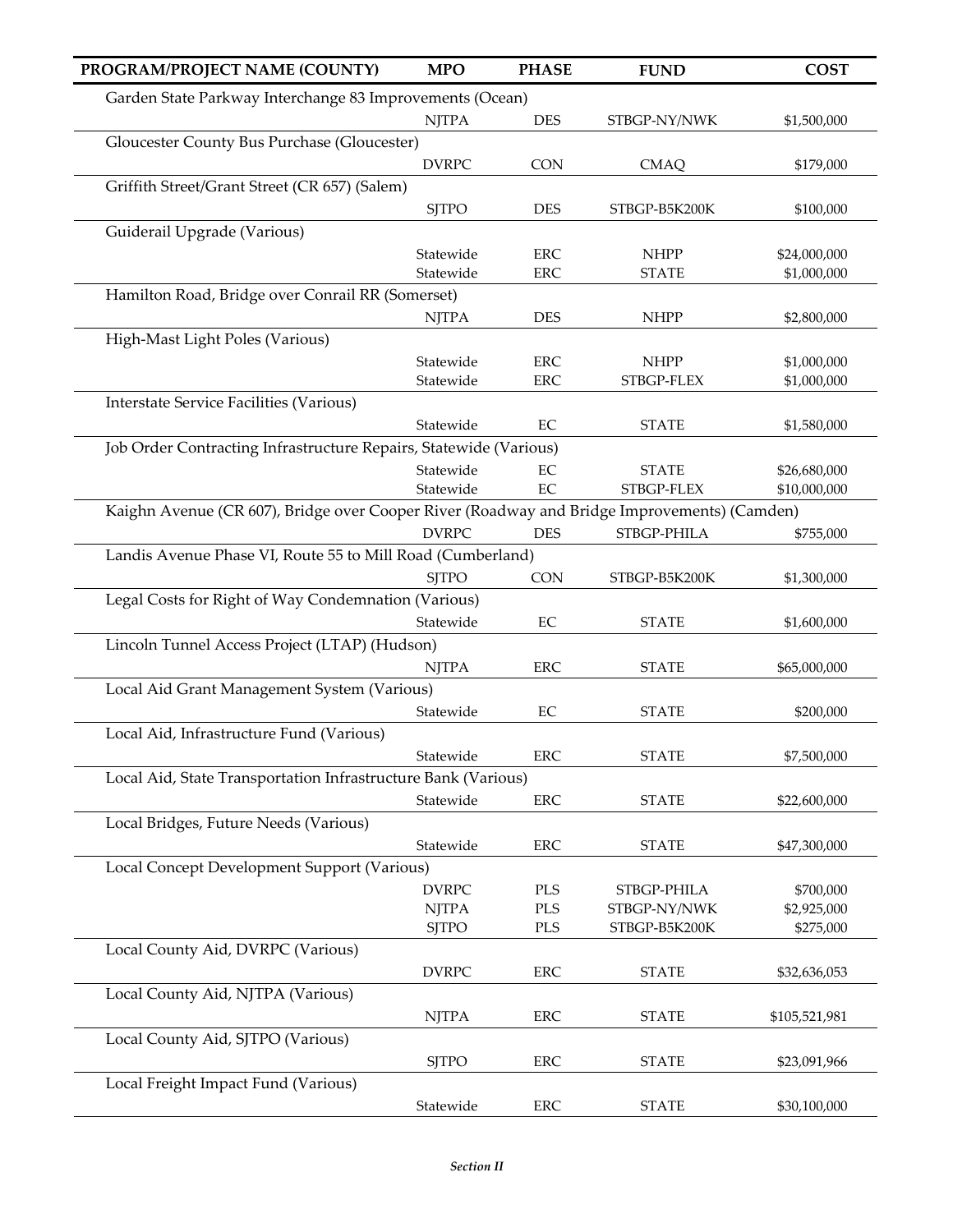| PROGRAM/PROJECT NAME (COUNTY) | MPO | PHASE | FUND | COST |
|---|---|---|---|---|
| Garden State Parkway Interchange 83 Improvements (Ocean) | | | | |
| | NJTPA | DES | STBGP-NY/NWK | $1,500,000 |
| Gloucester County Bus Purchase (Gloucester) | | | | |
| | DVRPC | CON | CMAQ | $179,000 |
| Griffith Street/Grant Street (CR 657) (Salem) | | | | |
| | SJTPO | DES | STBGP-B5K200K | $100,000 |
| Guiderail Upgrade (Various) | | | | |
| | Statewide | ERC | NHPP | $24,000,000 |
| | Statewide | ERC | STATE | $1,000,000 |
| Hamilton Road, Bridge over Conrail RR (Somerset) | | | | |
| | NJTPA | DES | NHPP | $2,800,000 |
| High-Mast Light Poles (Various) | | | | |
| | Statewide | ERC | NHPP | $1,000,000 |
| | Statewide | ERC | STBGP-FLEX | $1,000,000 |
| Interstate Service Facilities (Various) | | | | |
| | Statewide | EC | STATE | $1,580,000 |
| Job Order Contracting Infrastructure Repairs, Statewide (Various) | | | | |
| | Statewide | EC | STATE | $26,680,000 |
| | Statewide | EC | STBGP-FLEX | $10,000,000 |
| Kaighn Avenue (CR 607), Bridge over Cooper River (Roadway and Bridge Improvements) (Camden) | | | | |
| | DVRPC | DES | STBGP-PHILA | $755,000 |
| Landis Avenue Phase VI, Route 55 to Mill Road (Cumberland) | | | | |
| | SJTPO | CON | STBGP-B5K200K | $1,300,000 |
| Legal Costs for Right of Way Condemnation (Various) | | | | |
| | Statewide | EC | STATE | $1,600,000 |
| Lincoln Tunnel Access Project (LTAP) (Hudson) | | | | |
| | NJTPA | ERC | STATE | $65,000,000 |
| Local Aid Grant Management System (Various) | | | | |
| | Statewide | EC | STATE | $200,000 |
| Local Aid, Infrastructure Fund (Various) | | | | |
| | Statewide | ERC | STATE | $7,500,000 |
| Local Aid, State Transportation Infrastructure Bank (Various) | | | | |
| | Statewide | ERC | STATE | $22,600,000 |
| Local Bridges, Future Needs (Various) | | | | |
| | Statewide | ERC | STATE | $47,300,000 |
| Local Concept Development Support (Various) | | | | |
| | DVRPC | PLS | STBGP-PHILA | $700,000 |
| | NJTPA | PLS | STBGP-NY/NWK | $2,925,000 |
| | SJTPO | PLS | STBGP-B5K200K | $275,000 |
| Local County Aid, DVRPC (Various) | | | | |
| | DVRPC | ERC | STATE | $32,636,053 |
| Local County Aid, NJTPA (Various) | | | | |
| | NJTPA | ERC | STATE | $105,521,981 |
| Local County Aid, SJTPO (Various) | | | | |
| | SJTPO | ERC | STATE | $23,091,966 |
| Local Freight Impact Fund (Various) | | | | |
| | Statewide | ERC | STATE | $30,100,000 |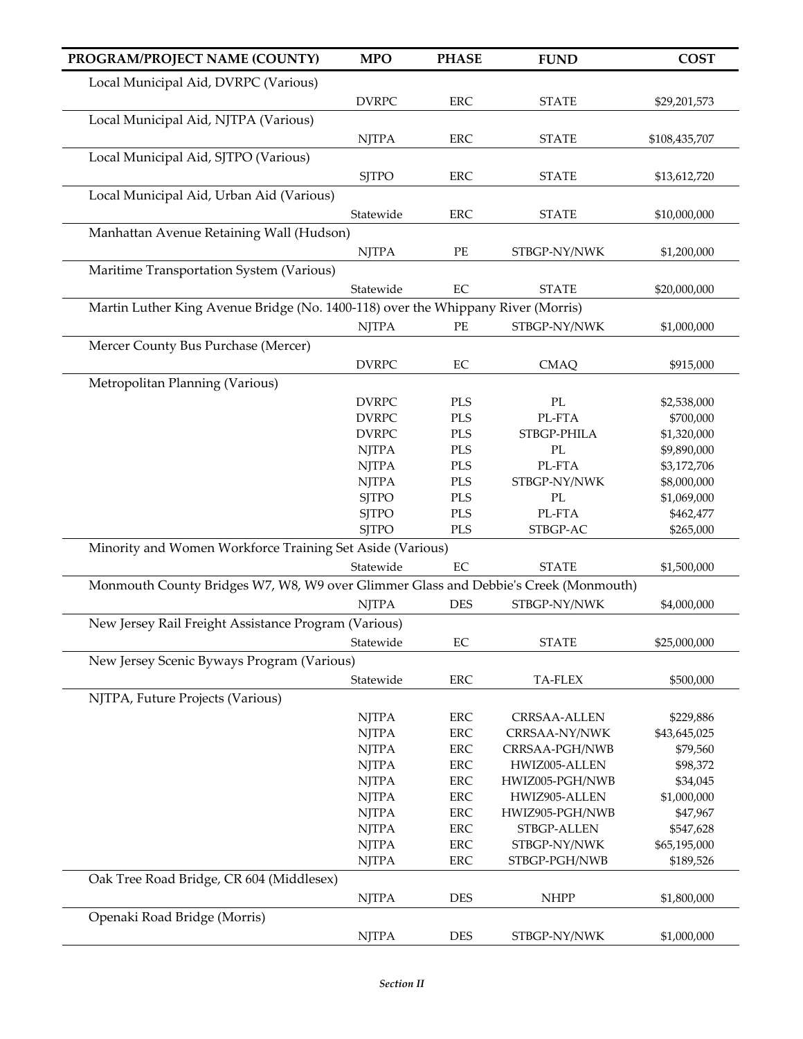| PROGRAM/PROJECT NAME (COUNTY) | MPO | PHASE | FUND | COST |
|---|---|---|---|---|
| Local Municipal Aid, DVRPC (Various) | | | | |
| | DVRPC | ERC | STATE | $29,201,573 |
| Local Municipal Aid, NJTPA (Various) | | | | |
| | NJTPA | ERC | STATE | $108,435,707 |
| Local Municipal Aid, SJTPO (Various) | | | | |
| | SJTPO | ERC | STATE | $13,612,720 |
| Local Municipal Aid, Urban Aid (Various) | | | | |
| | Statewide | ERC | STATE | $10,000,000 |
| Manhattan Avenue Retaining Wall (Hudson) | | | | |
| | NJTPA | PE | STBGP-NY/NWK | $1,200,000 |
| Maritime Transportation System (Various) | | | | |
| | Statewide | EC | STATE | $20,000,000 |
| Martin Luther King Avenue Bridge (No. 1400-118) over the Whippany River (Morris) | | | | |
| | NJTPA | PE | STBGP-NY/NWK | $1,000,000 |
| Mercer County Bus Purchase (Mercer) | | | | |
| | DVRPC | EC | CMAQ | $915,000 |
| Metropolitan Planning (Various) | | | | |
| | DVRPC | PLS | PL | $2,538,000 |
| | DVRPC | PLS | PL-FTA | $700,000 |
| | DVRPC | PLS | STBGP-PHILA | $1,320,000 |
| | NJTPA | PLS | PL | $9,890,000 |
| | NJTPA | PLS | PL-FTA | $3,172,706 |
| | NJTPA | PLS | STBGP-NY/NWK | $8,000,000 |
| | SJTPO | PLS | PL | $1,069,000 |
| | SJTPO | PLS | PL-FTA | $462,477 |
| | SJTPO | PLS | STBGP-AC | $265,000 |
| Minority and Women Workforce Training Set Aside (Various) | | | | |
| | Statewide | EC | STATE | $1,500,000 |
| Monmouth County Bridges W7, W8, W9 over Glimmer Glass and Debbie's Creek (Monmouth) | | | | |
| | NJTPA | DES | STBGP-NY/NWK | $4,000,000 |
| New Jersey Rail Freight Assistance Program (Various) | | | | |
| | Statewide | EC | STATE | $25,000,000 |
| New Jersey Scenic Byways Program (Various) | | | | |
| | Statewide | ERC | TA-FLEX | $500,000 |
| NJTPA, Future Projects (Various) | | | | |
| | NJTPA | ERC | CRRSAA-ALLEN | $229,886 |
| | NJTPA | ERC | CRRSAA-NY/NWK | $43,645,025 |
| | NJTPA | ERC | CRRSAA-PGH/NWB | $79,560 |
| | NJTPA | ERC | HWIZ005-ALLEN | $98,372 |
| | NJTPA | ERC | HWIZ005-PGH/NWB | $34,045 |
| | NJTPA | ERC | HWIZ905-ALLEN | $1,000,000 |
| | NJTPA | ERC | HWIZ905-PGH/NWB | $47,967 |
| | NJTPA | ERC | STBGP-ALLEN | $547,628 |
| | NJTPA | ERC | STBGP-NY/NWK | $65,195,000 |
| | NJTPA | ERC | STBGP-PGH/NWB | $189,526 |
| Oak Tree Road Bridge, CR 604 (Middlesex) | | | | |
| | NJTPA | DES | NHPP | $1,800,000 |
| Openaki Road Bridge (Morris) | | | | |
| | NJTPA | DES | STBGP-NY/NWK | $1,000,000 |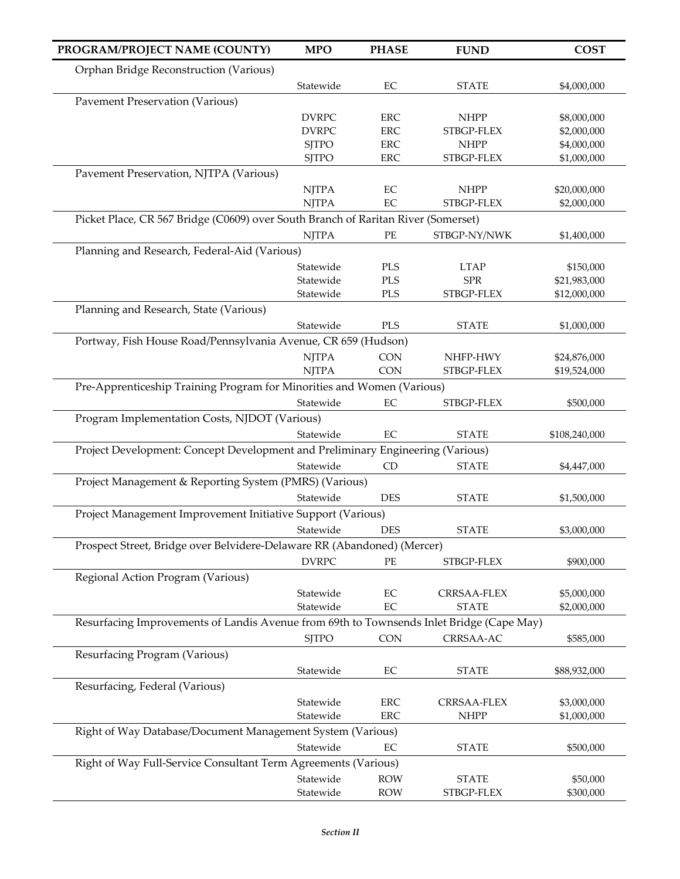| PROGRAM/PROJECT NAME (COUNTY) | MPO | PHASE | FUND | COST |
|---|---|---|---|---|
| Orphan Bridge Reconstruction (Various) | | | | |
| | Statewide | EC | STATE | $4,000,000 |
| Pavement Preservation (Various) | | | | |
| | DVRPC | ERC | NHPP | $8,000,000 |
| | DVRPC | ERC | STBGP-FLEX | $2,000,000 |
| | SJTPO | ERC | NHPP | $4,000,000 |
| | SJTPO | ERC | STBGP-FLEX | $1,000,000 |
| Pavement Preservation, NJTPA (Various) | | | | |
| | NJTPA | EC | NHPP | $20,000,000 |
| | NJTPA | EC | STBGP-FLEX | $2,000,000 |
| Picket Place, CR 567 Bridge (C0609) over South Branch of Raritan River (Somerset) | | | | |
| | NJTPA | PE | STBGP-NY/NWK | $1,400,000 |
| Planning and Research, Federal-Aid (Various) | | | | |
| | Statewide | PLS | LTAP | $150,000 |
| | Statewide | PLS | SPR | $21,983,000 |
| | Statewide | PLS | STBGP-FLEX | $12,000,000 |
| Planning and Research, State (Various) | | | | |
| | Statewide | PLS | STATE | $1,000,000 |
| Portway, Fish House Road/Pennsylvania Avenue, CR 659 (Hudson) | | | | |
| | NJTPA | CON | NHFP-HWY | $24,876,000 |
| | NJTPA | CON | STBGP-FLEX | $19,524,000 |
| Pre-Apprenticeship Training Program for Minorities and Women (Various) | | | | |
| | Statewide | EC | STBGP-FLEX | $500,000 |
| Program Implementation Costs, NJDOT (Various) | | | | |
| | Statewide | EC | STATE | $108,240,000 |
| Project Development: Concept Development and Preliminary Engineering (Various) | | | | |
| | Statewide | CD | STATE | $4,447,000 |
| Project Management & Reporting System (PMRS) (Various) | | | | |
| | Statewide | DES | STATE | $1,500,000 |
| Project Management Improvement Initiative Support (Various) | | | | |
| | Statewide | DES | STATE | $3,000,000 |
| Prospect Street, Bridge over Belvidere-Delaware RR (Abandoned) (Mercer) | | | | |
| | DVRPC | PE | STBGP-FLEX | $900,000 |
| Regional Action Program (Various) | | | | |
| | Statewide | EC | CRRSAA-FLEX | $5,000,000 |
| | Statewide | EC | STATE | $2,000,000 |
| Resurfacing Improvements of Landis Avenue from 69th to Townsends Inlet Bridge (Cape May) | | | | |
| | SJTPO | CON | CRRSAA-AC | $585,000 |
| Resurfacing Program (Various) | | | | |
| | Statewide | EC | STATE | $88,932,000 |
| Resurfacing, Federal (Various) | | | | |
| | Statewide | ERC | CRRSAA-FLEX | $3,000,000 |
| | Statewide | ERC | NHPP | $1,000,000 |
| Right of Way Database/Document Management System (Various) | | | | |
| | Statewide | EC | STATE | $500,000 |
| Right of Way Full-Service Consultant Term Agreements (Various) | | | | |
| | Statewide | ROW | STATE | $50,000 |
| | Statewide | ROW | STBGP-FLEX | $300,000 |

*Section II*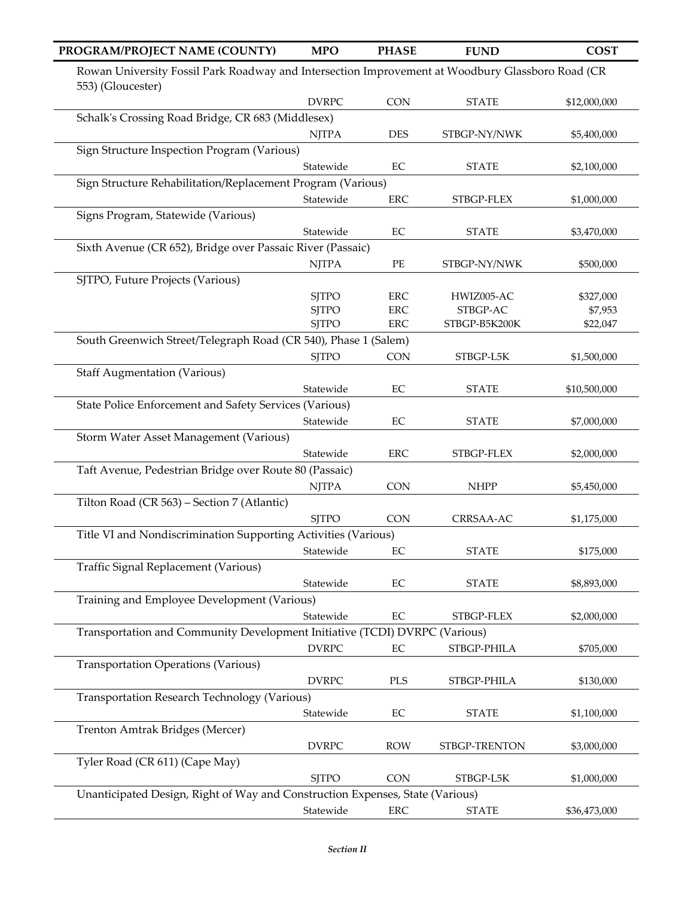| PROGRAM/PROJECT NAME (COUNTY) | MPO | PHASE | FUND | COST |
|---|---|---|---|---|
| Rowan University Fossil Park Roadway and Intersection Improvement at Woodbury Glassboro Road (CR 553) (Gloucester) | | | | |
| | DVRPC | CON | STATE | $12,000,000 |
| Schalk's Crossing Road Bridge, CR 683 (Middlesex) | | | | |
| | NJTPA | DES | STBGP-NY/NWK | $5,400,000 |
| Sign Structure Inspection Program (Various) | | | | |
| | Statewide | EC | STATE | $2,100,000 |
| Sign Structure Rehabilitation/Replacement Program (Various) | | | | |
| | Statewide | ERC | STBGP-FLEX | $1,000,000 |
| Signs Program, Statewide (Various) | | | | |
| | Statewide | EC | STATE | $3,470,000 |
| Sixth Avenue (CR 652), Bridge over Passaic River (Passaic) | | | | |
| | NJTPA | PE | STBGP-NY/NWK | $500,000 |
| SJTPO, Future Projects (Various) | | | | |
| | SJTPO | ERC | HWIZ005-AC | $327,000 |
| | SJTPO | ERC | STBGP-AC | $7,953 |
| | SJTPO | ERC | STBGP-B5K200K | $22,047 |
| South Greenwich Street/Telegraph Road (CR 540), Phase 1 (Salem) | | | | |
| | SJTPO | CON | STBGP-L5K | $1,500,000 |
| Staff Augmentation (Various) | | | | |
| | Statewide | EC | STATE | $10,500,000 |
| State Police Enforcement and Safety Services (Various) | | | | |
| | Statewide | EC | STATE | $7,000,000 |
| Storm Water Asset Management (Various) | | | | |
| | Statewide | ERC | STBGP-FLEX | $2,000,000 |
| Taft Avenue, Pedestrian Bridge over Route 80 (Passaic) | | | | |
| | NJTPA | CON | NHPP | $5,450,000 |
| Tilton Road (CR 563) – Section 7 (Atlantic) | | | | |
| | SJTPO | CON | CRRSAA-AC | $1,175,000 |
| Title VI and Nondiscrimination Supporting Activities (Various) | | | | |
| | Statewide | EC | STATE | $175,000 |
| Traffic Signal Replacement (Various) | | | | |
| | Statewide | EC | STATE | $8,893,000 |
| Training and Employee Development (Various) | | | | |
| | Statewide | EC | STBGP-FLEX | $2,000,000 |
| Transportation and Community Development Initiative (TCDI) DVRPC (Various) | | | | |
| | DVRPC | EC | STBGP-PHILA | $705,000 |
| Transportation Operations (Various) | | | | |
| | DVRPC | PLS | STBGP-PHILA | $130,000 |
| Transportation Research Technology (Various) | | | | |
| | Statewide | EC | STATE | $1,100,000 |
| Trenton Amtrak Bridges (Mercer) | | | | |
| | DVRPC | ROW | STBGP-TRENTON | $3,000,000 |
| Tyler Road (CR 611) (Cape May) | | | | |
| | SJTPO | CON | STBGP-L5K | $1,000,000 |
| Unanticipated Design, Right of Way and Construction Expenses, State (Various) | | | | |
| | Statewide | ERC | STATE | $36,473,000 |

*Section II*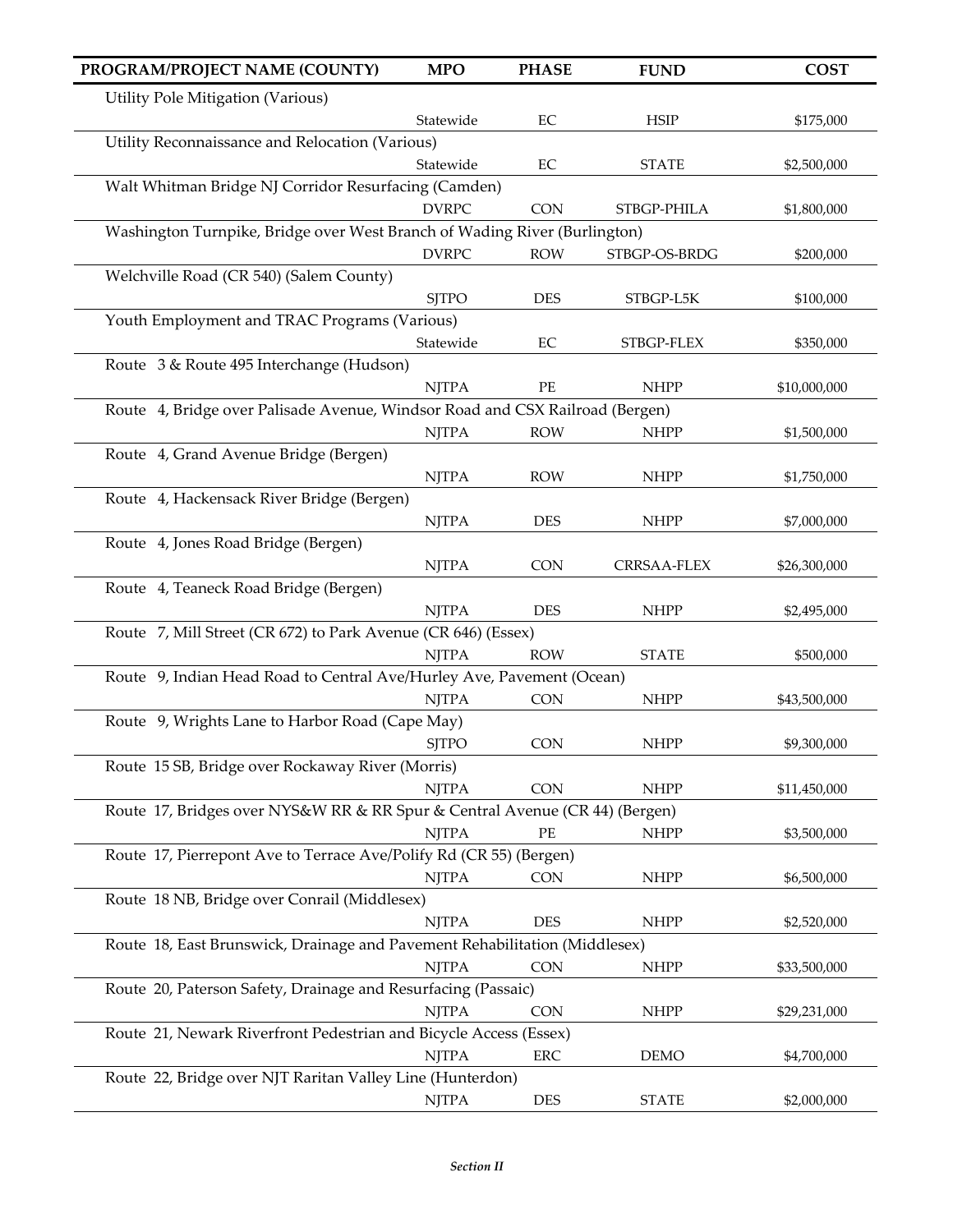| PROGRAM/PROJECT NAME (COUNTY) | MPO | PHASE | FUND | COST |
|---|---|---|---|---|
| Utility Pole Mitigation (Various) | | | | |
| | Statewide | EC | HSIP | $175,000 |
| Utility Reconnaissance and Relocation (Various) | | | | |
| | Statewide | EC | STATE | $2,500,000 |
| Walt Whitman Bridge NJ Corridor Resurfacing (Camden) | | | | |
| | DVRPC | CON | STBGP-PHILA | $1,800,000 |
| Washington Turnpike, Bridge over West Branch of Wading River (Burlington) | | | | |
| | DVRPC | ROW | STBGP-OS-BRDG | $200,000 |
| Welchville Road (CR 540) (Salem County) | | | | |
| | SJTPO | DES | STBGP-L5K | $100,000 |
| Youth Employment and TRAC Programs (Various) | | | | |
| | Statewide | EC | STBGP-FLEX | $350,000 |
| Route 3 & Route 495 Interchange (Hudson) | | | | |
| | NJTPA | PE | NHPP | $10,000,000 |
| Route 4, Bridge over Palisade Avenue, Windsor Road and CSX Railroad (Bergen) | | | | |
| | NJTPA | ROW | NHPP | $1,500,000 |
| Route 4, Grand Avenue Bridge (Bergen) | | | | |
| | NJTPA | ROW | NHPP | $1,750,000 |
| Route 4, Hackensack River Bridge (Bergen) | | | | |
| | NJTPA | DES | NHPP | $7,000,000 |
| Route 4, Jones Road Bridge (Bergen) | | | | |
| | NJTPA | CON | CRRSAA-FLEX | $26,300,000 |
| Route 4, Teaneck Road Bridge (Bergen) | | | | |
| | NJTPA | DES | NHPP | $2,495,000 |
| Route 7, Mill Street (CR 672) to Park Avenue (CR 646) (Essex) | | | | |
| | NJTPA | ROW | STATE | $500,000 |
| Route 9, Indian Head Road to Central Ave/Hurley Ave, Pavement (Ocean) | | | | |
| | NJTPA | CON | NHPP | $43,500,000 |
| Route 9, Wrights Lane to Harbor Road (Cape May) | | | | |
| | SJTPO | CON | NHPP | $9,300,000 |
| Route 15 SB, Bridge over Rockaway River (Morris) | | | | |
| | NJTPA | CON | NHPP | $11,450,000 |
| Route 17, Bridges over NYS&W RR & RR Spur & Central Avenue (CR 44) (Bergen) | | | | |
| | NJTPA | PE | NHPP | $3,500,000 |
| Route 17, Pierrepont Ave to Terrace Ave/Polify Rd (CR 55) (Bergen) | | | | |
| | NJTPA | CON | NHPP | $6,500,000 |
| Route 18 NB, Bridge over Conrail (Middlesex) | | | | |
| | NJTPA | DES | NHPP | $2,520,000 |
| Route 18, East Brunswick, Drainage and Pavement Rehabilitation (Middlesex) | | | | |
| | NJTPA | CON | NHPP | $33,500,000 |
| Route 20, Paterson Safety, Drainage and Resurfacing (Passaic) | | | | |
| | NJTPA | CON | NHPP | $29,231,000 |
| Route 21, Newark Riverfront Pedestrian and Bicycle Access (Essex) | | | | |
| | NJTPA | ERC | DEMO | $4,700,000 |
| Route 22, Bridge over NJT Raritan Valley Line (Hunterdon) | | | | |
| | NJTPA | DES | STATE | $2,000,000 |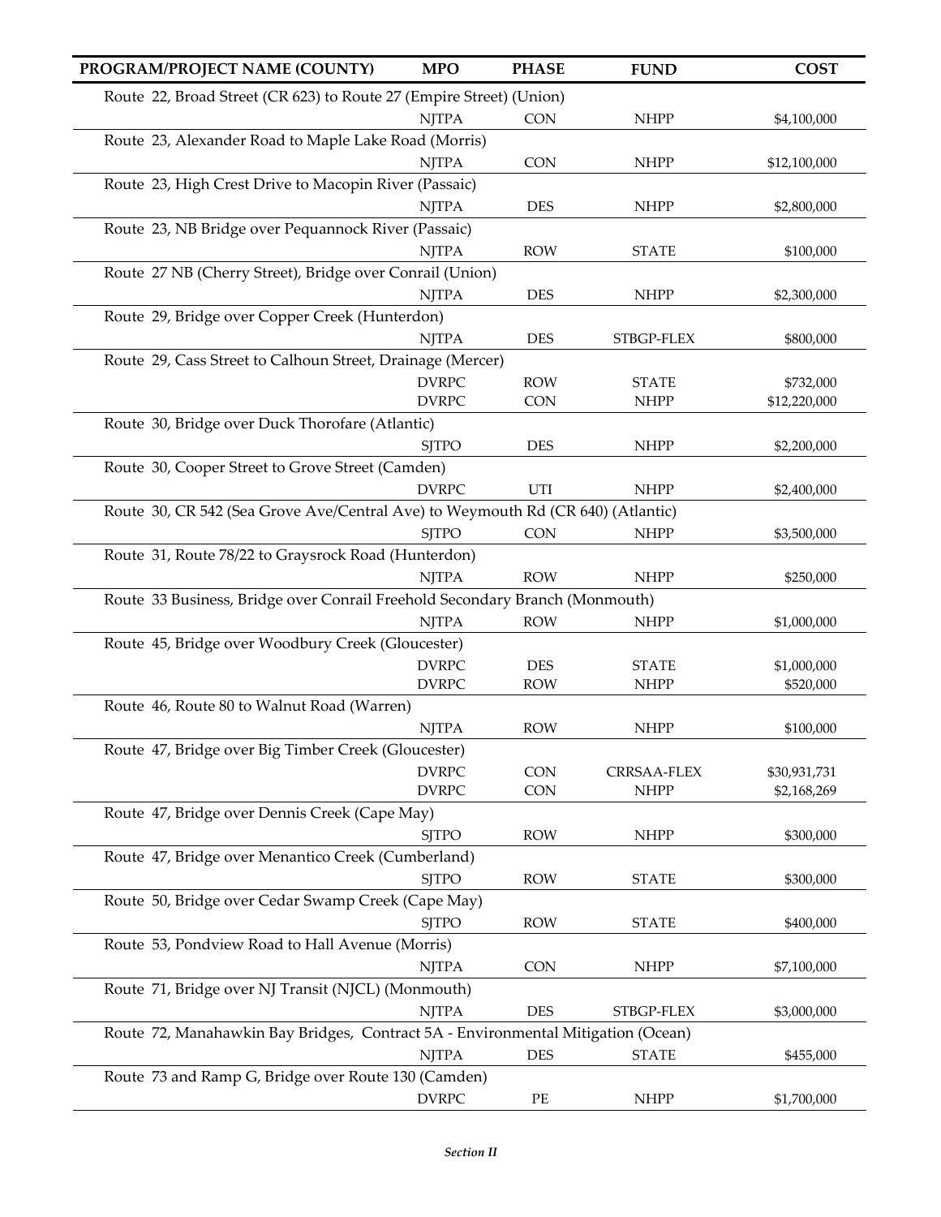| PROGRAM/PROJECT NAME (COUNTY) | MPO | PHASE | FUND | COST |
|---|---|---|---|---|
| Route 22, Broad Street (CR 623) to Route 27 (Empire Street) (Union) | | | | |
| | NJTPA | CON | NHPP | $4,100,000 |
| Route 23, Alexander Road to Maple Lake Road (Morris) | | | | |
| | NJTPA | CON | NHPP | $12,100,000 |
| Route 23, High Crest Drive to Macopin River (Passaic) | | | | |
| | NJTPA | DES | NHPP | $2,800,000 |
| Route 23, NB Bridge over Pequannock River (Passaic) | | | | |
| | NJTPA | ROW | STATE | $100,000 |
| Route 27 NB (Cherry Street), Bridge over Conrail (Union) | | | | |
| | NJTPA | DES | NHPP | $2,300,000 |
| Route 29, Bridge over Copper Creek (Hunterdon) | | | | |
| | NJTPA | DES | STBGP-FLEX | $800,000 |
| Route 29, Cass Street to Calhoun Street, Drainage (Mercer) | | | | |
| | DVRPC | ROW | STATE | $732,000 |
| | DVRPC | CON | NHPP | $12,220,000 |
| Route 30, Bridge over Duck Thorofare (Atlantic) | | | | |
| | SJTPO | DES | NHPP | $2,200,000 |
| Route 30, Cooper Street to Grove Street (Camden) | | | | |
| | DVRPC | UTI | NHPP | $2,400,000 |
| Route 30, CR 542 (Sea Grove Ave/Central Ave) to Weymouth Rd (CR 640) (Atlantic) | | | | |
| | SJTPO | CON | NHPP | $3,500,000 |
| Route 31, Route 78/22 to Graysrock Road (Hunterdon) | | | | |
| | NJTPA | ROW | NHPP | $250,000 |
| Route 33 Business, Bridge over Conrail Freehold Secondary Branch (Monmouth) | | | | |
| | NJTPA | ROW | NHPP | $1,000,000 |
| Route 45, Bridge over Woodbury Creek (Gloucester) | | | | |
| | DVRPC | DES | STATE | $1,000,000 |
| | DVRPC | ROW | NHPP | $520,000 |
| Route 46, Route 80 to Walnut Road (Warren) | | | | |
| | NJTPA | ROW | NHPP | $100,000 |
| Route 47, Bridge over Big Timber Creek (Gloucester) | | | | |
| | DVRPC | CON | CRRSAA-FLEX | $30,931,731 |
| | DVRPC | CON | NHPP | $2,168,269 |
| Route 47, Bridge over Dennis Creek (Cape May) | | | | |
| | SJTPO | ROW | NHPP | $300,000 |
| Route 47, Bridge over Menantico Creek (Cumberland) | | | | |
| | SJTPO | ROW | STATE | $300,000 |
| Route 50, Bridge over Cedar Swamp Creek (Cape May) | | | | |
| | SJTPO | ROW | STATE | $400,000 |
| Route 53, Pondview Road to Hall Avenue (Morris) | | | | |
| | NJTPA | CON | NHPP | $7,100,000 |
| Route 71, Bridge over NJ Transit (NJCL) (Monmouth) | | | | |
| | NJTPA | DES | STBGP-FLEX | $3,000,000 |
| Route 72, Manahawkin Bay Bridges, Contract 5A - Environmental Mitigation (Ocean) | | | | |
| | NJTPA | DES | STATE | $455,000 |
| Route 73 and Ramp G, Bridge over Route 130 (Camden) | | | | |
| | DVRPC | PE | NHPP | $1,700,000 |

*Section II*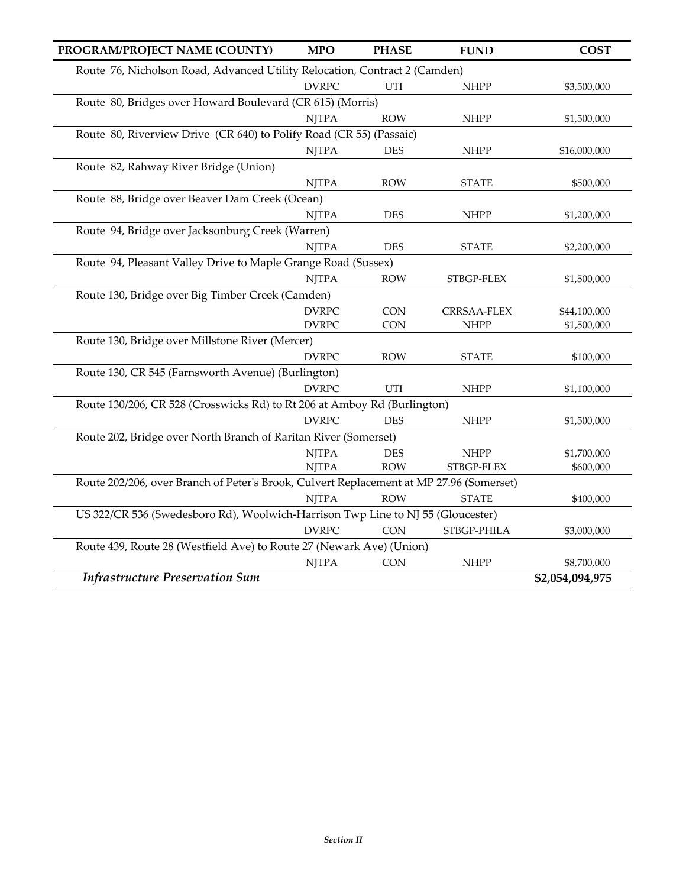| PROGRAM/PROJECT NAME (COUNTY) | MPO | PHASE | FUND | COST |
|---|---|---|---|---|
| Route 76, Nicholson Road, Advanced Utility Relocation, Contract 2 (Camden) | | | | |
| | DVRPC | UTI | NHPP | $3,500,000 |
| Route 80, Bridges over Howard Boulevard (CR 615) (Morris) | | | | |
| | NJTPA | ROW | NHPP | $1,500,000 |
| Route 80, Riverview Drive (CR 640) to Polify Road (CR 55) (Passaic) | | | | |
| | NJTPA | DES | NHPP | $16,000,000 |
| Route 82, Rahway River Bridge (Union) | | | | |
| | NJTPA | ROW | STATE | $500,000 |
| Route 88, Bridge over Beaver Dam Creek (Ocean) | | | | |
| | NJTPA | DES | NHPP | $1,200,000 |
| Route 94, Bridge over Jacksonburg Creek (Warren) | | | | |
| | NJTPA | DES | STATE | $2,200,000 |
| Route 94, Pleasant Valley Drive to Maple Grange Road (Sussex) | | | | |
| | NJTPA | ROW | STBGP-FLEX | $1,500,000 |
| Route 130, Bridge over Big Timber Creek (Camden) | | | | |
| | DVRPC | CON | CRRSAA-FLEX | $44,100,000 |
| | DVRPC | CON | NHPP | $1,500,000 |
| Route 130, Bridge over Millstone River (Mercer) | | | | |
| | DVRPC | ROW | STATE | $100,000 |
| Route 130, CR 545 (Farnsworth Avenue) (Burlington) | | | | |
| | DVRPC | UTI | NHPP | $1,100,000 |
| Route 130/206, CR 528 (Crosswicks Rd) to Rt 206 at Amboy Rd (Burlington) | | | | |
| | DVRPC | DES | NHPP | $1,500,000 |
| Route 202, Bridge over North Branch of Raritan River (Somerset) | | | | |
| | NJTPA | DES | NHPP | $1,700,000 |
| | NJTPA | ROW | STBGP-FLEX | $600,000 |
| Route 202/206, over Branch of Peter's Brook, Culvert Replacement at MP 27.96 (Somerset) | | | | |
| | NJTPA | ROW | STATE | $400,000 |
| US 322/CR 536 (Swedesboro Rd), Woolwich-Harrison Twp Line to NJ 55 (Gloucester) | | | | |
| | DVRPC | CON | STBGP-PHILA | $3,000,000 |
| Route 439, Route 28 (Westfield Ave) to Route 27 (Newark Ave) (Union) | | | | |
| | NJTPA | CON | NHPP | $8,700,000 |
| ***Infrastructure Preservation Sum*** | | | | **$2,054,094,975** |